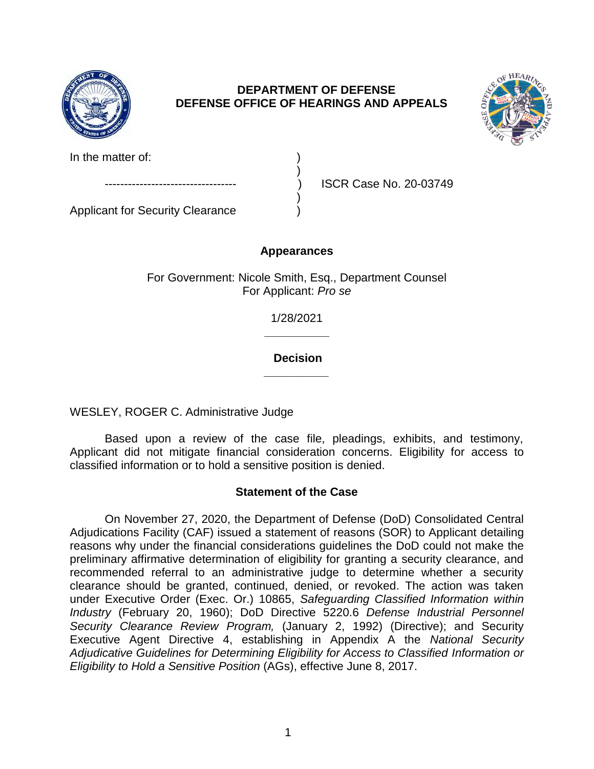**DEPARTMENT OF DEFENSE**
**DEFENSE OFFICE OF HEARINGS AND APPEALS**

In the matter of: )
)
---------------------------------- ) ISCR Case No. 20-03749
)
Applicant for Security Clearance )

**Appearances**

For Government: Nicole Smith, Esq., Department Counsel
For Applicant: *Pro se*

1/28/2021

______________

**Decision**

______________

WESLEY, ROGER C. Administrative Judge

Based upon a review of the case file, pleadings, exhibits, and testimony, Applicant did not mitigate financial consideration concerns. Eligibility for access to classified information or to hold a sensitive position is denied.

## Statement of the Case

On November 27, 2020, the Department of Defense (DoD) Consolidated Central Adjudications Facility (CAF) issued a statement of reasons (SOR) to Applicant detailing reasons why under the financial considerations guidelines the DoD could not make the preliminary affirmative determination of eligibility for granting a security clearance, and recommended referral to an administrative judge to determine whether a security clearance should be granted, continued, denied, or revoked. The action was taken under Executive Order (Exec. Or.) 10865, *Safeguarding Classified Information within Industry* (February 20, 1960); DoD Directive 5220.6 *Defense Industrial Personnel Security Clearance Review Program,* (January 2, 1992) (Directive); and Security Executive Agent Directive 4, establishing in Appendix A the *National Security Adjudicative Guidelines for Determining Eligibility for Access to Classified Information or Eligibility to Hold a Sensitive Position* (AGs), effective June 8, 2017.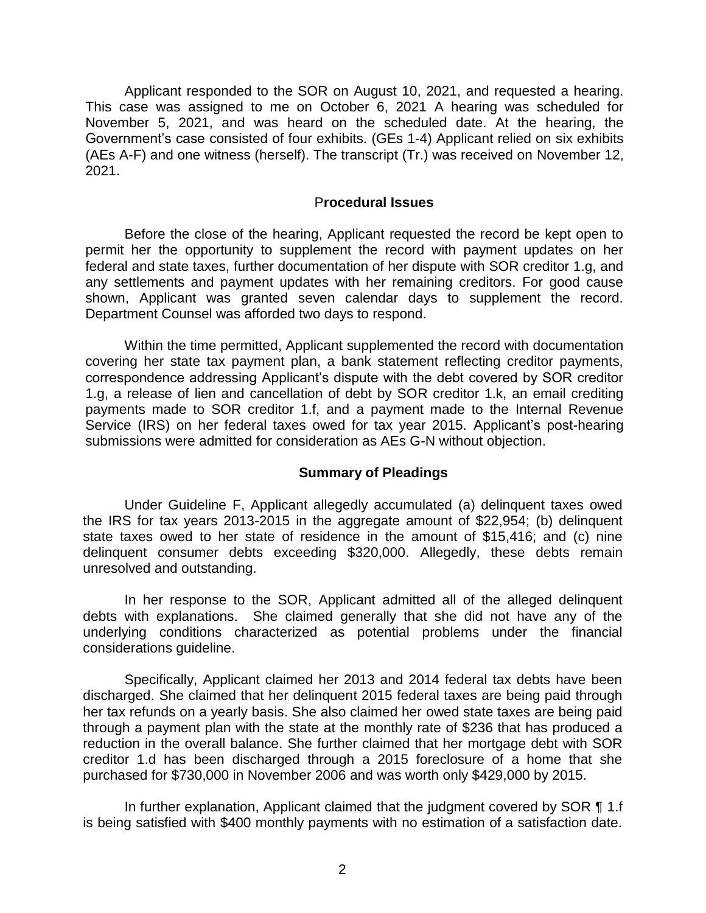Applicant responded to the SOR on August 10, 2021, and requested a hearing. This case was assigned to me on October 6, 2021 A hearing was scheduled for November 5, 2021, and was heard on the scheduled date. At the hearing, the Government's case consisted of four exhibits. (GEs 1-4) Applicant relied on six exhibits (AEs A-F) and one witness (herself). The transcript (Tr.) was received on November 12, 2021.

## Procedural Issues

Before the close of the hearing, Applicant requested the record be kept open to permit her the opportunity to supplement the record with payment updates on her federal and state taxes, further documentation of her dispute with SOR creditor 1.g, and any settlements and payment updates with her remaining creditors. For good cause shown, Applicant was granted seven calendar days to supplement the record. Department Counsel was afforded two days to respond.

Within the time permitted, Applicant supplemented the record with documentation covering her state tax payment plan, a bank statement reflecting creditor payments, correspondence addressing Applicant's dispute with the debt covered by SOR creditor 1.g, a release of lien and cancellation of debt by SOR creditor 1.k, an email crediting payments made to SOR creditor 1.f, and a payment made to the Internal Revenue Service (IRS) on her federal taxes owed for tax year 2015. Applicant's post-hearing submissions were admitted for consideration as AEs G-N without objection.

## Summary of Pleadings

Under Guideline F, Applicant allegedly accumulated (a) delinquent taxes owed the IRS for tax years 2013-2015 in the aggregate amount of $22,954; (b) delinquent state taxes owed to her state of residence in the amount of $15,416; and (c) nine delinquent consumer debts exceeding $320,000. Allegedly, these debts remain unresolved and outstanding.

In her response to the SOR, Applicant admitted all of the alleged delinquent debts with explanations. She claimed generally that she did not have any of the underlying conditions characterized as potential problems under the financial considerations guideline.

Specifically, Applicant claimed her 2013 and 2014 federal tax debts have been discharged. She claimed that her delinquent 2015 federal taxes are being paid through her tax refunds on a yearly basis. She also claimed her owed state taxes are being paid through a payment plan with the state at the monthly rate of $236 that has produced a reduction in the overall balance. She further claimed that her mortgage debt with SOR creditor 1.d has been discharged through a 2015 foreclosure of a home that she purchased for $730,000 in November 2006 and was worth only $429,000 by 2015.

In further explanation, Applicant claimed that the judgment covered by SOR ¶ 1.f is being satisfied with $400 monthly payments with no estimation of a satisfaction date.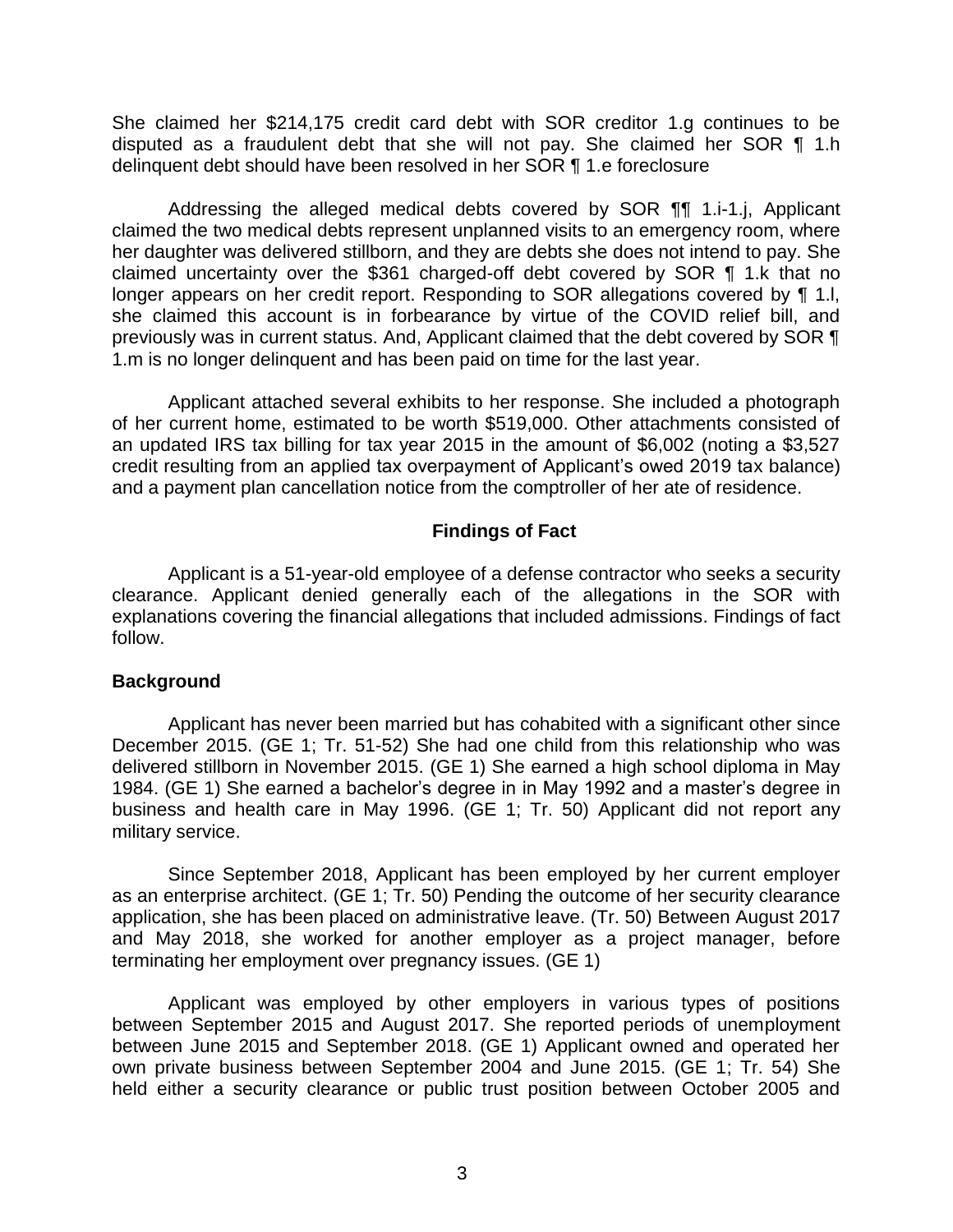She claimed her $214,175 credit card debt with SOR creditor 1.g continues to be disputed as a fraudulent debt that she will not pay. She claimed her SOR ¶ 1.h delinquent debt should have been resolved in her SOR ¶ 1.e foreclosure

Addressing the alleged medical debts covered by SOR ¶¶ 1.i-1.j, Applicant claimed the two medical debts represent unplanned visits to an emergency room, where her daughter was delivered stillborn, and they are debts she does not intend to pay. She claimed uncertainty over the $361 charged-off debt covered by SOR ¶ 1.k that no longer appears on her credit report. Responding to SOR allegations covered by ¶ 1.l, she claimed this account is in forbearance by virtue of the COVID relief bill, and previously was in current status. And, Applicant claimed that the debt covered by SOR ¶ 1.m is no longer delinquent and has been paid on time for the last year.

Applicant attached several exhibits to her response. She included a photograph of her current home, estimated to be worth $519,000. Other attachments consisted of an updated IRS tax billing for tax year 2015 in the amount of $6,002 (noting a $3,527 credit resulting from an applied tax overpayment of Applicant's owed 2019 tax balance) and a payment plan cancellation notice from the comptroller of her ate of residence.

## Findings of Fact

Applicant is a 51-year-old employee of a defense contractor who seeks a security clearance. Applicant denied generally each of the allegations in the SOR with explanations covering the financial allegations that included admissions. Findings of fact follow.

### Background

Applicant has never been married but has cohabited with a significant other since December 2015. (GE 1; Tr. 51-52) She had one child from this relationship who was delivered stillborn in November 2015. (GE 1) She earned a high school diploma in May 1984. (GE 1) She earned a bachelor's degree in in May 1992 and a master's degree in business and health care in May 1996. (GE 1; Tr. 50) Applicant did not report any military service.

Since September 2018, Applicant has been employed by her current employer as an enterprise architect. (GE 1; Tr. 50) Pending the outcome of her security clearance application, she has been placed on administrative leave. (Tr. 50) Between August 2017 and May 2018, she worked for another employer as a project manager, before terminating her employment over pregnancy issues. (GE 1)

Applicant was employed by other employers in various types of positions between September 2015 and August 2017. She reported periods of unemployment between June 2015 and September 2018. (GE 1) Applicant owned and operated her own private business between September 2004 and June 2015. (GE 1; Tr. 54) She held either a security clearance or public trust position between October 2005 and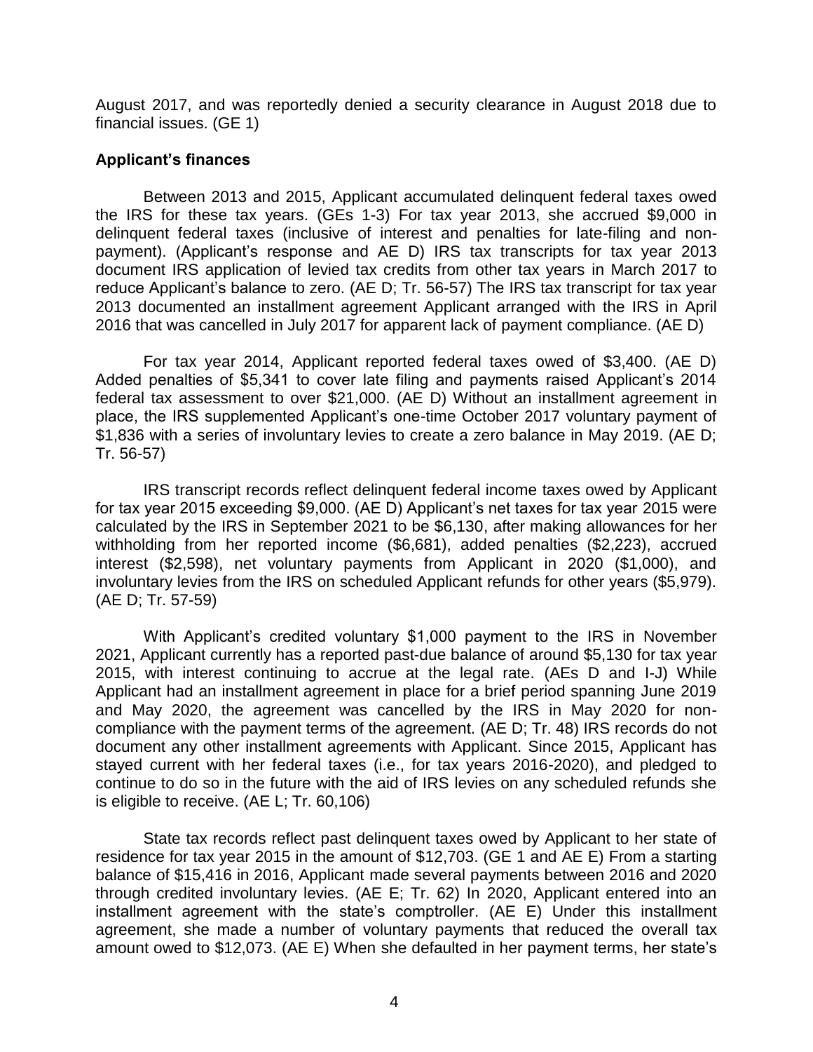August 2017, and was reportedly denied a security clearance in August 2018 due to financial issues. (GE 1)

**Applicant's finances**

Between 2013 and 2015, Applicant accumulated delinquent federal taxes owed the IRS for these tax years. (GEs 1-3) For tax year 2013, she accrued $9,000 in delinquent federal taxes (inclusive of interest and penalties for late-filing and non-payment). (Applicant's response and AE D) IRS tax transcripts for tax year 2013 document IRS application of levied tax credits from other tax years in March 2017 to reduce Applicant's balance to zero. (AE D; Tr. 56-57) The IRS tax transcript for tax year 2013 documented an installment agreement Applicant arranged with the IRS in April 2016 that was cancelled in July 2017 for apparent lack of payment compliance. (AE D)

For tax year 2014, Applicant reported federal taxes owed of $3,400. (AE D) Added penalties of $5,341 to cover late filing and payments raised Applicant's 2014 federal tax assessment to over $21,000. (AE D) Without an installment agreement in place, the IRS supplemented Applicant's one-time October 2017 voluntary payment of $1,836 with a series of involuntary levies to create a zero balance in May 2019. (AE D; Tr. 56-57)

IRS transcript records reflect delinquent federal income taxes owed by Applicant for tax year 2015 exceeding $9,000. (AE D) Applicant's net taxes for tax year 2015 were calculated by the IRS in September 2021 to be $6,130, after making allowances for her withholding from her reported income ($6,681), added penalties ($2,223), accrued interest ($2,598), net voluntary payments from Applicant in 2020 ($1,000), and involuntary levies from the IRS on scheduled Applicant refunds for other years ($5,979). (AE D; Tr. 57-59)

With Applicant's credited voluntary $1,000 payment to the IRS in November 2021, Applicant currently has a reported past-due balance of around $5,130 for tax year 2015, with interest continuing to accrue at the legal rate. (AEs D and I-J) While Applicant had an installment agreement in place for a brief period spanning June 2019 and May 2020, the agreement was cancelled by the IRS in May 2020 for non-compliance with the payment terms of the agreement. (AE D; Tr. 48) IRS records do not document any other installment agreements with Applicant. Since 2015, Applicant has stayed current with her federal taxes (i.e., for tax years 2016-2020), and pledged to continue to do so in the future with the aid of IRS levies on any scheduled refunds she is eligible to receive. (AE L; Tr. 60,106)

State tax records reflect past delinquent taxes owed by Applicant to her state of residence for tax year 2015 in the amount of $12,703. (GE 1 and AE E) From a starting balance of $15,416 in 2016, Applicant made several payments between 2016 and 2020 through credited involuntary levies. (AE E; Tr. 62) In 2020, Applicant entered into an installment agreement with the state's comptroller. (AE E) Under this installment agreement, she made a number of voluntary payments that reduced the overall tax amount owed to $12,073. (AE E) When she defaulted in her payment terms, her state's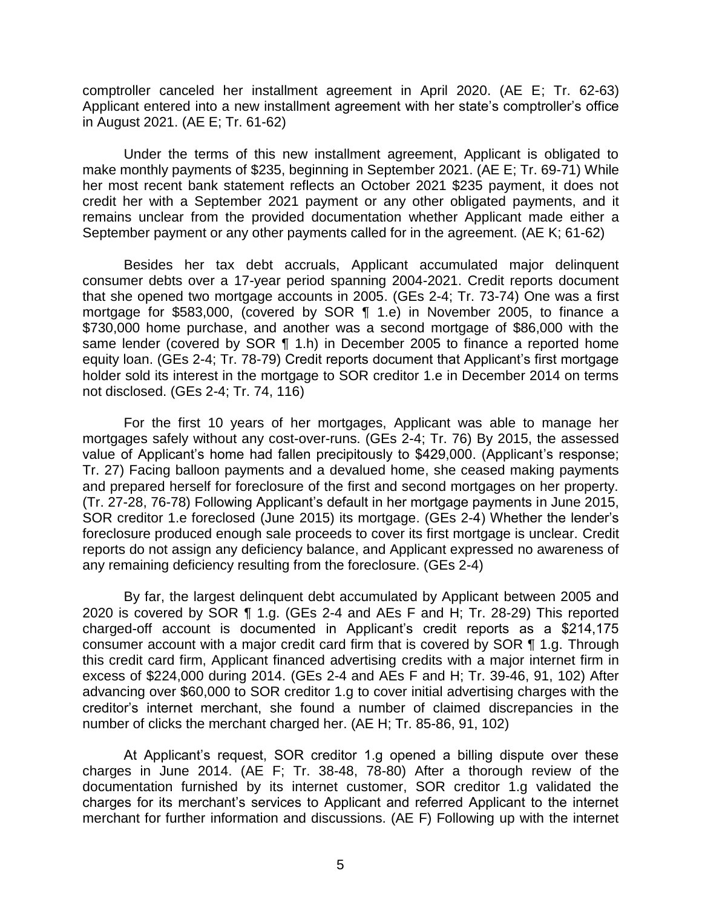comptroller canceled her installment agreement in April 2020. (AE E; Tr. 62-63) Applicant entered into a new installment agreement with her state's comptroller's office in August 2021. (AE E; Tr. 61-62)

Under the terms of this new installment agreement, Applicant is obligated to make monthly payments of $235, beginning in September 2021. (AE E; Tr. 69-71) While her most recent bank statement reflects an October 2021 $235 payment, it does not credit her with a September 2021 payment or any other obligated payments, and it remains unclear from the provided documentation whether Applicant made either a September payment or any other payments called for in the agreement. (AE K; 61-62)

Besides her tax debt accruals, Applicant accumulated major delinquent consumer debts over a 17-year period spanning 2004-2021. Credit reports document that she opened two mortgage accounts in 2005. (GEs 2-4; Tr. 73-74) One was a first mortgage for $583,000, (covered by SOR ¶ 1.e) in November 2005, to finance a $730,000 home purchase, and another was a second mortgage of $86,000 with the same lender (covered by SOR ¶ 1.h) in December 2005 to finance a reported home equity loan. (GEs 2-4; Tr. 78-79) Credit reports document that Applicant's first mortgage holder sold its interest in the mortgage to SOR creditor 1.e in December 2014 on terms not disclosed. (GEs 2-4; Tr. 74, 116)

For the first 10 years of her mortgages, Applicant was able to manage her mortgages safely without any cost-over-runs. (GEs 2-4; Tr. 76) By 2015, the assessed value of Applicant's home had fallen precipitously to $429,000. (Applicant's response; Tr. 27) Facing balloon payments and a devalued home, she ceased making payments and prepared herself for foreclosure of the first and second mortgages on her property. (Tr. 27-28, 76-78) Following Applicant's default in her mortgage payments in June 2015, SOR creditor 1.e foreclosed (June 2015) its mortgage. (GEs 2-4) Whether the lender's foreclosure produced enough sale proceeds to cover its first mortgage is unclear. Credit reports do not assign any deficiency balance, and Applicant expressed no awareness of any remaining deficiency resulting from the foreclosure. (GEs 2-4)

By far, the largest delinquent debt accumulated by Applicant between 2005 and 2020 is covered by SOR ¶ 1.g. (GEs 2-4 and AEs F and H; Tr. 28-29) This reported charged-off account is documented in Applicant's credit reports as a $214,175 consumer account with a major credit card firm that is covered by SOR ¶ 1.g. Through this credit card firm, Applicant financed advertising credits with a major internet firm in excess of $224,000 during 2014. (GEs 2-4 and AEs F and H; Tr. 39-46, 91, 102) After advancing over $60,000 to SOR creditor 1.g to cover initial advertising charges with the creditor's internet merchant, she found a number of claimed discrepancies in the number of clicks the merchant charged her. (AE H; Tr. 85-86, 91, 102)

At Applicant's request, SOR creditor 1.g opened a billing dispute over these charges in June 2014. (AE F; Tr. 38-48, 78-80) After a thorough review of the documentation furnished by its internet customer, SOR creditor 1.g validated the charges for its merchant's services to Applicant and referred Applicant to the internet merchant for further information and discussions. (AE F) Following up with the internet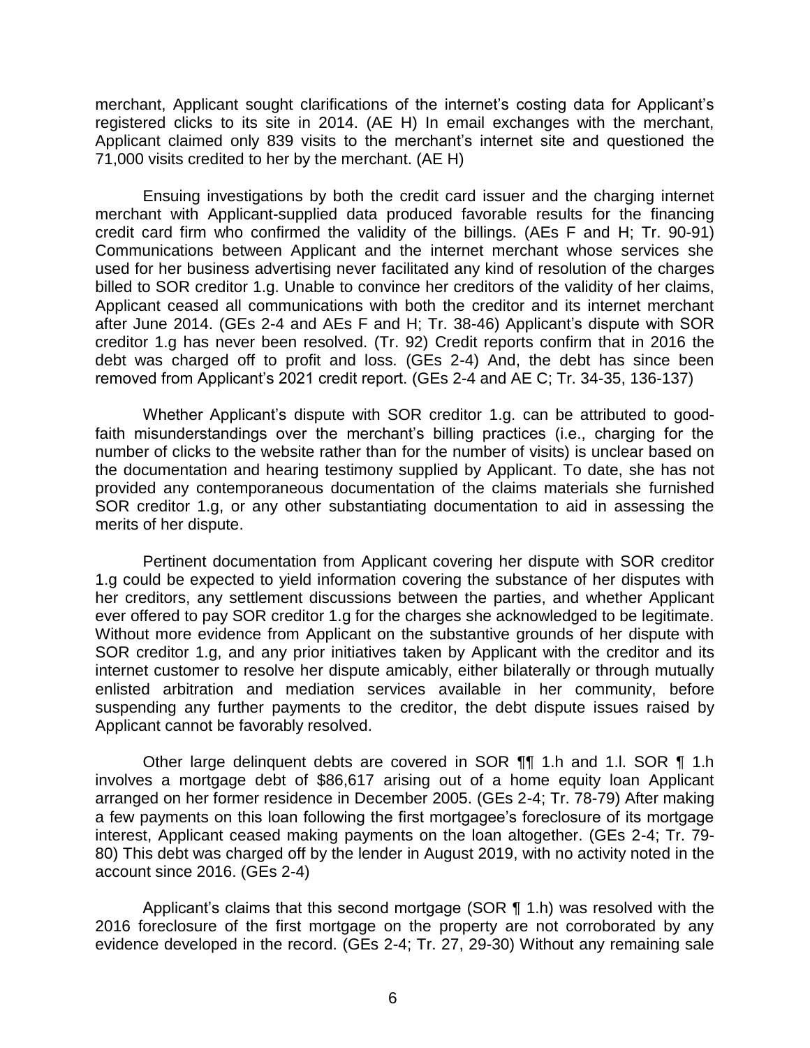merchant, Applicant sought clarifications of the internet's costing data for Applicant's registered clicks to its site in 2014. (AE H) In email exchanges with the merchant, Applicant claimed only 839 visits to the merchant's internet site and questioned the 71,000 visits credited to her by the merchant. (AE H)

Ensuing investigations by both the credit card issuer and the charging internet merchant with Applicant-supplied data produced favorable results for the financing credit card firm who confirmed the validity of the billings. (AEs F and H; Tr. 90-91) Communications between Applicant and the internet merchant whose services she used for her business advertising never facilitated any kind of resolution of the charges billed to SOR creditor 1.g. Unable to convince her creditors of the validity of her claims, Applicant ceased all communications with both the creditor and its internet merchant after June 2014. (GEs 2-4 and AEs F and H; Tr. 38-46) Applicant's dispute with SOR creditor 1.g has never been resolved. (Tr. 92) Credit reports confirm that in 2016 the debt was charged off to profit and loss. (GEs 2-4) And, the debt has since been removed from Applicant's 2021 credit report. (GEs 2-4 and AE C; Tr. 34-35, 136-137)

Whether Applicant's dispute with SOR creditor 1.g. can be attributed to good-faith misunderstandings over the merchant's billing practices (i.e., charging for the number of clicks to the website rather than for the number of visits) is unclear based on the documentation and hearing testimony supplied by Applicant. To date, she has not provided any contemporaneous documentation of the claims materials she furnished SOR creditor 1.g, or any other substantiating documentation to aid in assessing the merits of her dispute.

Pertinent documentation from Applicant covering her dispute with SOR creditor 1.g could be expected to yield information covering the substance of her disputes with her creditors, any settlement discussions between the parties, and whether Applicant ever offered to pay SOR creditor 1.g for the charges she acknowledged to be legitimate. Without more evidence from Applicant on the substantive grounds of her dispute with SOR creditor 1.g, and any prior initiatives taken by Applicant with the creditor and its internet customer to resolve her dispute amicably, either bilaterally or through mutually enlisted arbitration and mediation services available in her community, before suspending any further payments to the creditor, the debt dispute issues raised by Applicant cannot be favorably resolved.

Other large delinquent debts are covered in SOR ¶¶ 1.h and 1.l. SOR ¶ 1.h involves a mortgage debt of $86,617 arising out of a home equity loan Applicant arranged on her former residence in December 2005. (GEs 2-4; Tr. 78-79) After making a few payments on this loan following the first mortgagee's foreclosure of its mortgage interest, Applicant ceased making payments on the loan altogether. (GEs 2-4; Tr. 79-80) This debt was charged off by the lender in August 2019, with no activity noted in the account since 2016. (GEs 2-4)

Applicant's claims that this second mortgage (SOR ¶ 1.h) was resolved with the 2016 foreclosure of the first mortgage on the property are not corroborated by any evidence developed in the record. (GEs 2-4; Tr. 27, 29-30) Without any remaining sale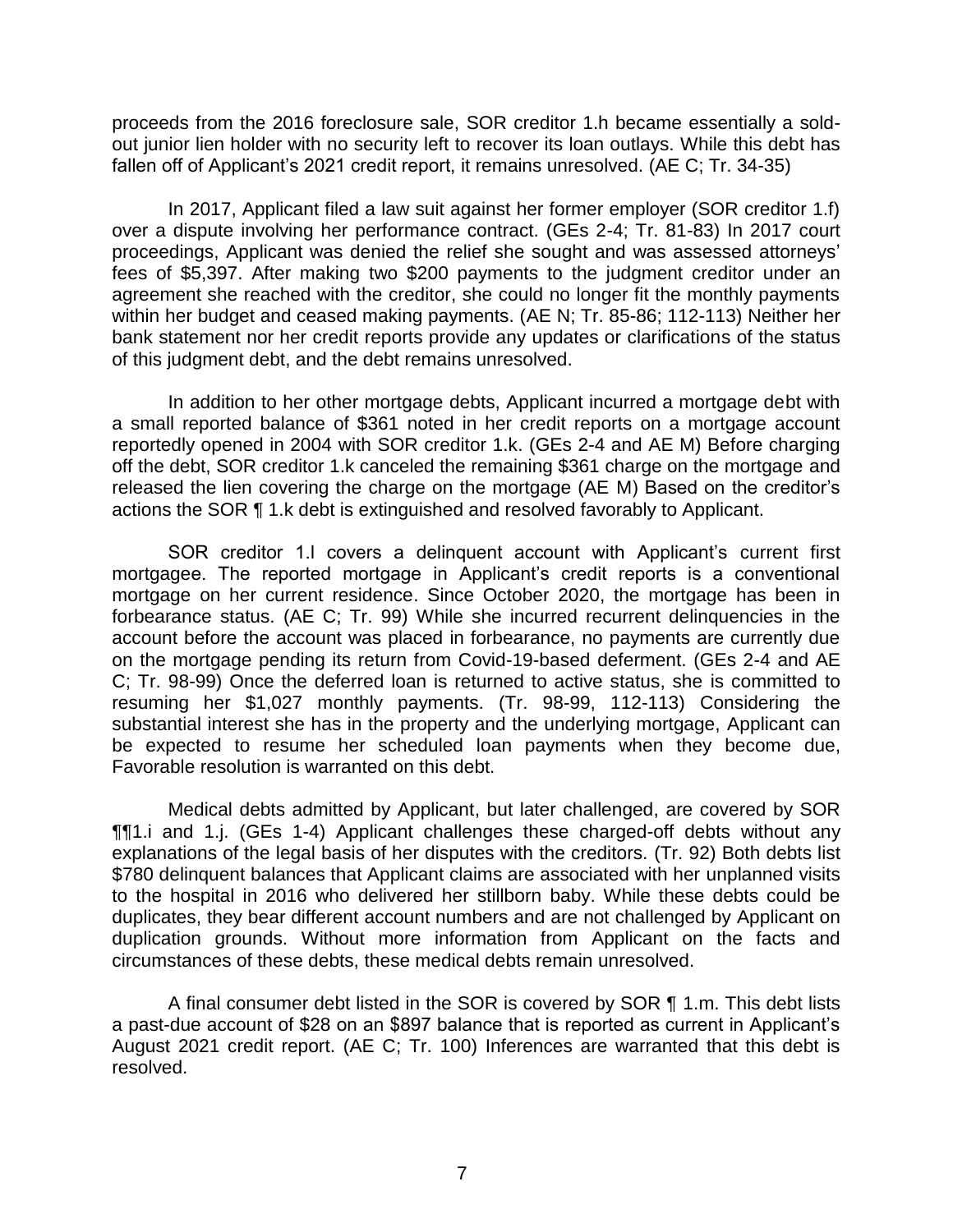proceeds from the 2016 foreclosure sale, SOR creditor 1.h became essentially a sold-out junior lien holder with no security left to recover its loan outlays. While this debt has fallen off of Applicant's 2021 credit report, it remains unresolved. (AE C; Tr. 34-35)

In 2017, Applicant filed a law suit against her former employer (SOR creditor 1.f) over a dispute involving her performance contract. (GEs 2-4; Tr. 81-83) In 2017 court proceedings, Applicant was denied the relief she sought and was assessed attorneys' fees of $5,397. After making two $200 payments to the judgment creditor under an agreement she reached with the creditor, she could no longer fit the monthly payments within her budget and ceased making payments. (AE N; Tr. 85-86; 112-113) Neither her bank statement nor her credit reports provide any updates or clarifications of the status of this judgment debt, and the debt remains unresolved.

In addition to her other mortgage debts, Applicant incurred a mortgage debt with a small reported balance of $361 noted in her credit reports on a mortgage account reportedly opened in 2004 with SOR creditor 1.k. (GEs 2-4 and AE M) Before charging off the debt, SOR creditor 1.k canceled the remaining $361 charge on the mortgage and released the lien covering the charge on the mortgage (AE M) Based on the creditor's actions the SOR ¶ 1.k debt is extinguished and resolved favorably to Applicant.

SOR creditor 1.l covers a delinquent account with Applicant's current first mortgagee. The reported mortgage in Applicant's credit reports is a conventional mortgage on her current residence. Since October 2020, the mortgage has been in forbearance status. (AE C; Tr. 99) While she incurred recurrent delinquencies in the account before the account was placed in forbearance, no payments are currently due on the mortgage pending its return from Covid-19-based deferment. (GEs 2-4 and AE C; Tr. 98-99) Once the deferred loan is returned to active status, she is committed to resuming her $1,027 monthly payments. (Tr. 98-99, 112-113) Considering the substantial interest she has in the property and the underlying mortgage, Applicant can be expected to resume her scheduled loan payments when they become due, Favorable resolution is warranted on this debt.

Medical debts admitted by Applicant, but later challenged, are covered by SOR ¶¶1.i and 1.j. (GEs 1-4) Applicant challenges these charged-off debts without any explanations of the legal basis of her disputes with the creditors. (Tr. 92) Both debts list $780 delinquent balances that Applicant claims are associated with her unplanned visits to the hospital in 2016 who delivered her stillborn baby. While these debts could be duplicates, they bear different account numbers and are not challenged by Applicant on duplication grounds. Without more information from Applicant on the facts and circumstances of these debts, these medical debts remain unresolved.

A final consumer debt listed in the SOR is covered by SOR ¶ 1.m. This debt lists a past-due account of $28 on an $897 balance that is reported as current in Applicant's August 2021 credit report. (AE C; Tr. 100) Inferences are warranted that this debt is resolved.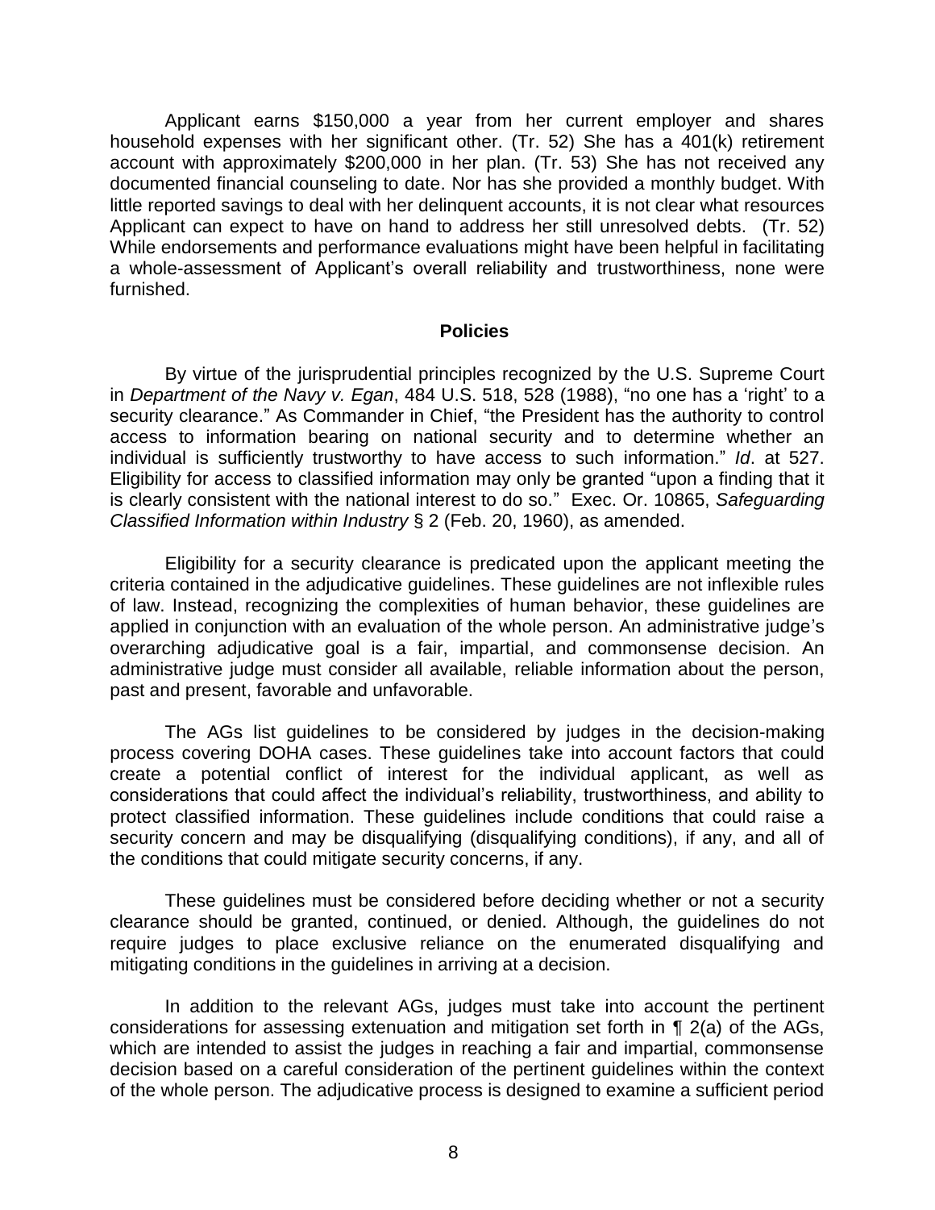Applicant earns $150,000 a year from her current employer and shares household expenses with her significant other. (Tr. 52) She has a 401(k) retirement account with approximately $200,000 in her plan. (Tr. 53) She has not received any documented financial counseling to date. Nor has she provided a monthly budget. With little reported savings to deal with her delinquent accounts, it is not clear what resources Applicant can expect to have on hand to address her still unresolved debts. (Tr. 52) While endorsements and performance evaluations might have been helpful in facilitating a whole-assessment of Applicant's overall reliability and trustworthiness, none were furnished.

**Policies**

By virtue of the jurisprudential principles recognized by the U.S. Supreme Court in *Department of the Navy v. Egan*, 484 U.S. 518, 528 (1988), "no one has a 'right' to a security clearance." As Commander in Chief, "the President has the authority to control access to information bearing on national security and to determine whether an individual is sufficiently trustworthy to have access to such information." *Id*. at 527. Eligibility for access to classified information may only be granted "upon a finding that it is clearly consistent with the national interest to do so." Exec. Or. 10865, *Safeguarding Classified Information within Industry* § 2 (Feb. 20, 1960), as amended.

Eligibility for a security clearance is predicated upon the applicant meeting the criteria contained in the adjudicative guidelines. These guidelines are not inflexible rules of law. Instead, recognizing the complexities of human behavior, these guidelines are applied in conjunction with an evaluation of the whole person. An administrative judge's overarching adjudicative goal is a fair, impartial, and commonsense decision. An administrative judge must consider all available, reliable information about the person, past and present, favorable and unfavorable.

The AGs list guidelines to be considered by judges in the decision-making process covering DOHA cases. These guidelines take into account factors that could create a potential conflict of interest for the individual applicant, as well as considerations that could affect the individual's reliability, trustworthiness, and ability to protect classified information. These guidelines include conditions that could raise a security concern and may be disqualifying (disqualifying conditions), if any, and all of the conditions that could mitigate security concerns, if any.

These guidelines must be considered before deciding whether or not a security clearance should be granted, continued, or denied. Although, the guidelines do not require judges to place exclusive reliance on the enumerated disqualifying and mitigating conditions in the guidelines in arriving at a decision.

In addition to the relevant AGs, judges must take into account the pertinent considerations for assessing extenuation and mitigation set forth in ¶ 2(a) of the AGs, which are intended to assist the judges in reaching a fair and impartial, commonsense decision based on a careful consideration of the pertinent guidelines within the context of the whole person. The adjudicative process is designed to examine a sufficient period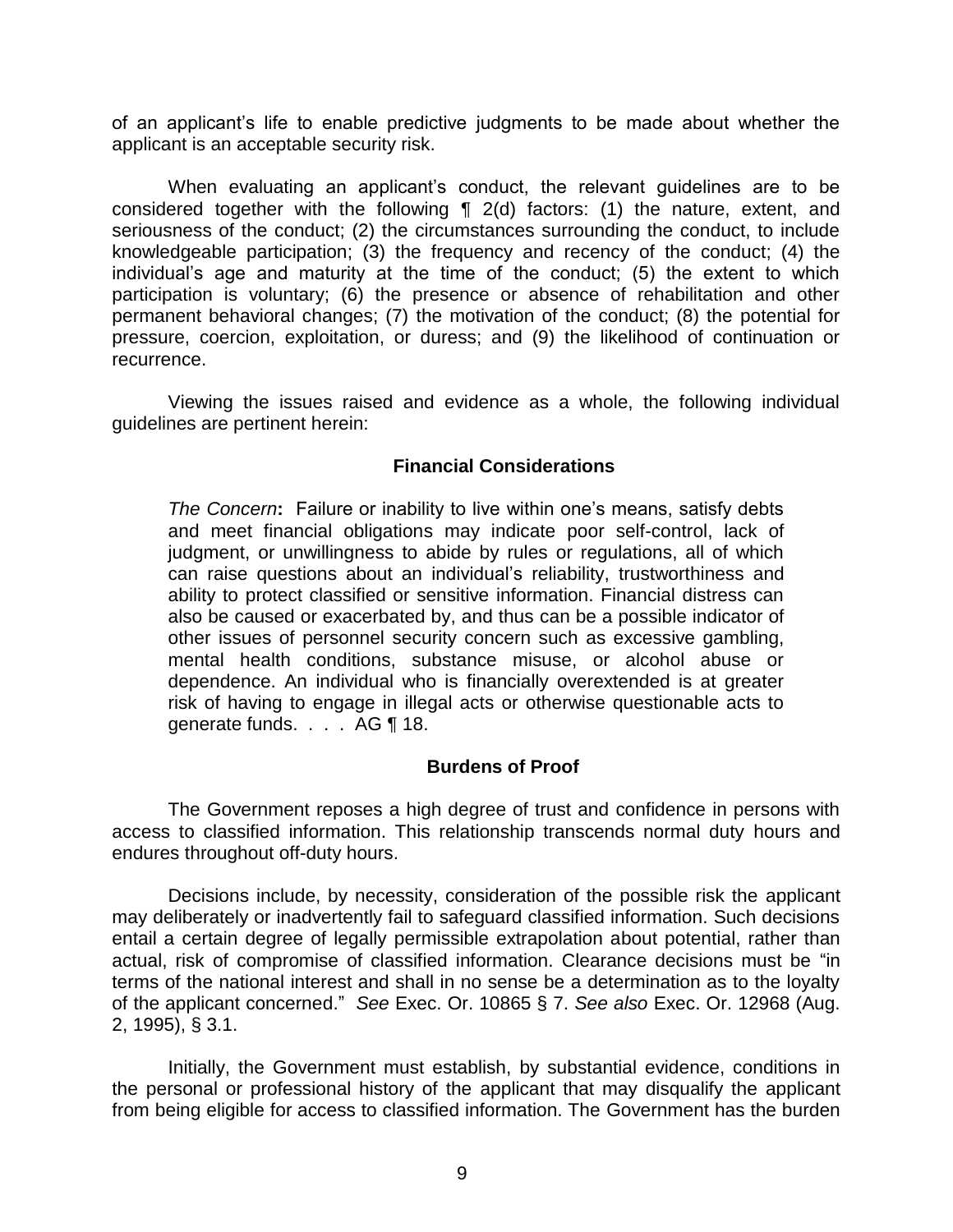of an applicant's life to enable predictive judgments to be made about whether the applicant is an acceptable security risk.

When evaluating an applicant's conduct, the relevant guidelines are to be considered together with the following ¶ 2(d) factors: (1) the nature, extent, and seriousness of the conduct; (2) the circumstances surrounding the conduct, to include knowledgeable participation; (3) the frequency and recency of the conduct; (4) the individual's age and maturity at the time of the conduct; (5) the extent to which participation is voluntary; (6) the presence or absence of rehabilitation and other permanent behavioral changes; (7) the motivation of the conduct; (8) the potential for pressure, coercion, exploitation, or duress; and (9) the likelihood of continuation or recurrence.

Viewing the issues raised and evidence as a whole, the following individual guidelines are pertinent herein:

**Financial Considerations**

> *The Concern***:** Failure or inability to live within one's means, satisfy debts and meet financial obligations may indicate poor self-control, lack of judgment, or unwillingness to abide by rules or regulations, all of which can raise questions about an individual's reliability, trustworthiness and ability to protect classified or sensitive information. Financial distress can also be caused or exacerbated by, and thus can be a possible indicator of other issues of personnel security concern such as excessive gambling, mental health conditions, substance misuse, or alcohol abuse or dependence. An individual who is financially overextended is at greater risk of having to engage in illegal acts or otherwise questionable acts to generate funds. . . . AG ¶ 18.

**Burdens of Proof**

The Government reposes a high degree of trust and confidence in persons with access to classified information. This relationship transcends normal duty hours and endures throughout off-duty hours.

Decisions include, by necessity, consideration of the possible risk the applicant may deliberately or inadvertently fail to safeguard classified information. Such decisions entail a certain degree of legally permissible extrapolation about potential, rather than actual, risk of compromise of classified information. Clearance decisions must be "in terms of the national interest and shall in no sense be a determination as to the loyalty of the applicant concerned." *See* Exec. Or. 10865 § 7. *See also* Exec. Or. 12968 (Aug. 2, 1995), § 3.1.

Initially, the Government must establish, by substantial evidence, conditions in the personal or professional history of the applicant that may disqualify the applicant from being eligible for access to classified information. The Government has the burden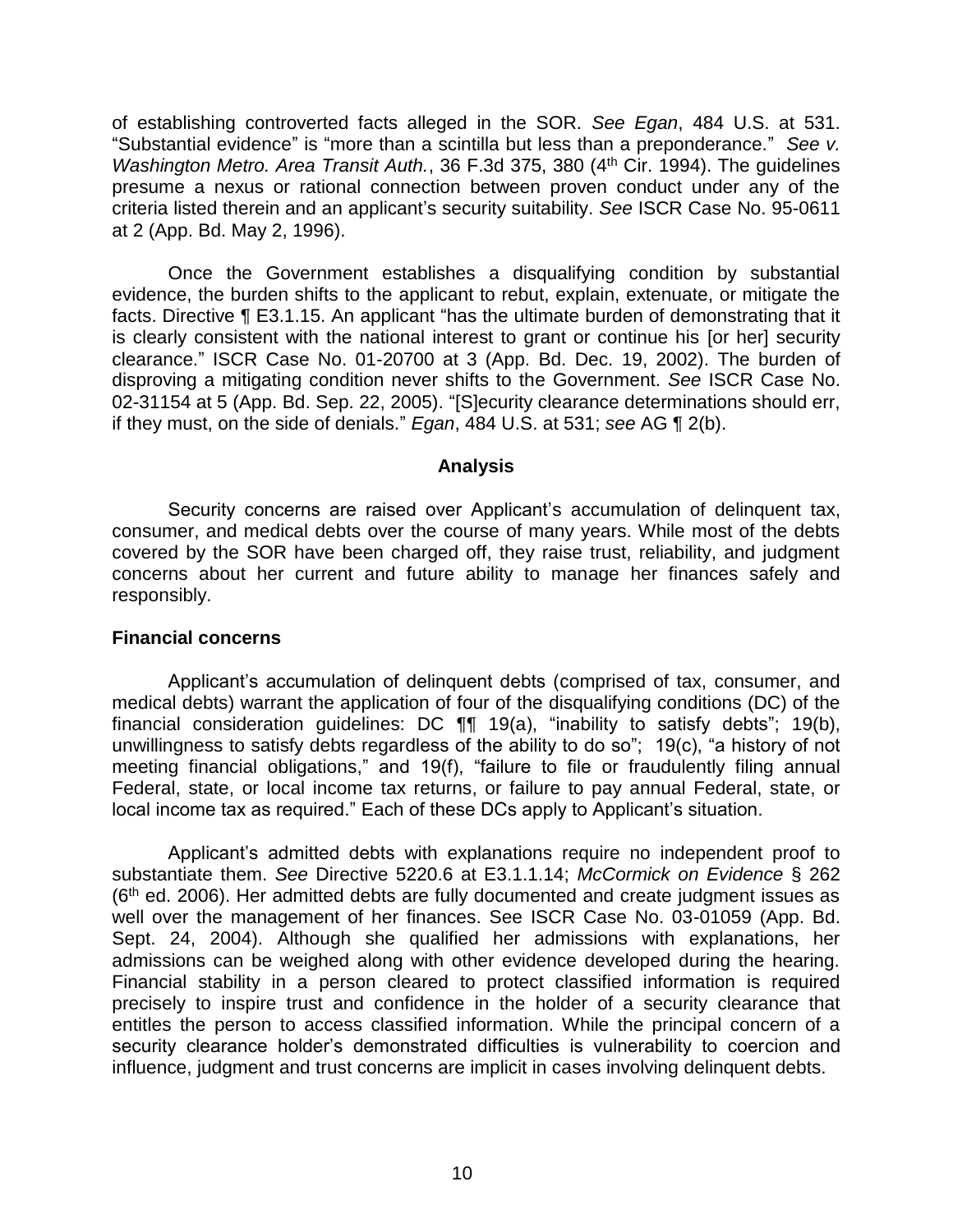of establishing controverted facts alleged in the SOR. *See Egan*, 484 U.S. at 531. "Substantial evidence" is "more than a scintilla but less than a preponderance." *See v. Washington Metro. Area Transit Auth.*, 36 F.3d 375, 380 (4th Cir. 1994). The guidelines presume a nexus or rational connection between proven conduct under any of the criteria listed therein and an applicant's security suitability. *See* ISCR Case No. 95-0611 at 2 (App. Bd. May 2, 1996).

Once the Government establishes a disqualifying condition by substantial evidence, the burden shifts to the applicant to rebut, explain, extenuate, or mitigate the facts. Directive ¶ E3.1.15. An applicant "has the ultimate burden of demonstrating that it is clearly consistent with the national interest to grant or continue his [or her] security clearance." ISCR Case No. 01-20700 at 3 (App. Bd. Dec. 19, 2002). The burden of disproving a mitigating condition never shifts to the Government. *See* ISCR Case No. 02-31154 at 5 (App. Bd. Sep. 22, 2005). "[S]ecurity clearance determinations should err, if they must, on the side of denials." *Egan*, 484 U.S. at 531; *see* AG ¶ 2(b).

## Analysis

Security concerns are raised over Applicant's accumulation of delinquent tax, consumer, and medical debts over the course of many years. While most of the debts covered by the SOR have been charged off, they raise trust, reliability, and judgment concerns about her current and future ability to manage her finances safely and responsibly.

### Financial concerns

Applicant's accumulation of delinquent debts (comprised of tax, consumer, and medical debts) warrant the application of four of the disqualifying conditions (DC) of the financial consideration guidelines: DC ¶¶ 19(a), "inability to satisfy debts"; 19(b), unwillingness to satisfy debts regardless of the ability to do so"; 19(c), "a history of not meeting financial obligations," and 19(f), "failure to file or fraudulently filing annual Federal, state, or local income tax returns, or failure to pay annual Federal, state, or local income tax as required." Each of these DCs apply to Applicant's situation.

Applicant's admitted debts with explanations require no independent proof to substantiate them. *See* Directive 5220.6 at E3.1.1.14; *McCormick on Evidence* § 262 (6th ed. 2006). Her admitted debts are fully documented and create judgment issues as well over the management of her finances. See ISCR Case No. 03-01059 (App. Bd. Sept. 24, 2004). Although she qualified her admissions with explanations, her admissions can be weighed along with other evidence developed during the hearing. Financial stability in a person cleared to protect classified information is required precisely to inspire trust and confidence in the holder of a security clearance that entitles the person to access classified information. While the principal concern of a security clearance holder's demonstrated difficulties is vulnerability to coercion and influence, judgment and trust concerns are implicit in cases involving delinquent debts.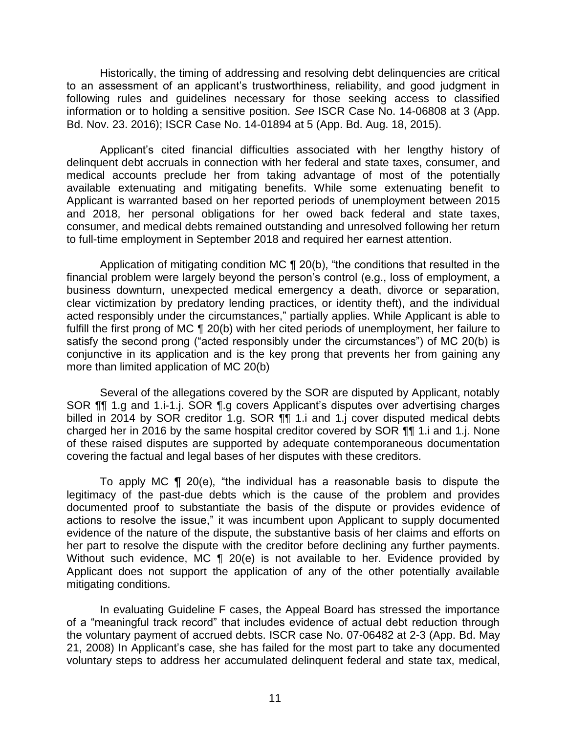Historically, the timing of addressing and resolving debt delinquencies are critical to an assessment of an applicant's trustworthiness, reliability, and good judgment in following rules and guidelines necessary for those seeking access to classified information or to holding a sensitive position. *See* ISCR Case No. 14-06808 at 3 (App. Bd. Nov. 23. 2016); ISCR Case No. 14-01894 at 5 (App. Bd. Aug. 18, 2015).

Applicant's cited financial difficulties associated with her lengthy history of delinquent debt accruals in connection with her federal and state taxes, consumer, and medical accounts preclude her from taking advantage of most of the potentially available extenuating and mitigating benefits. While some extenuating benefit to Applicant is warranted based on her reported periods of unemployment between 2015 and 2018, her personal obligations for her owed back federal and state taxes, consumer, and medical debts remained outstanding and unresolved following her return to full-time employment in September 2018 and required her earnest attention.

Application of mitigating condition MC ¶ 20(b), "the conditions that resulted in the financial problem were largely beyond the person's control (e.g., loss of employment, a business downturn, unexpected medical emergency a death, divorce or separation, clear victimization by predatory lending practices, or identity theft), and the individual acted responsibly under the circumstances," partially applies. While Applicant is able to fulfill the first prong of MC ¶ 20(b) with her cited periods of unemployment, her failure to satisfy the second prong ("acted responsibly under the circumstances") of MC 20(b) is conjunctive in its application and is the key prong that prevents her from gaining any more than limited application of MC 20(b)

Several of the allegations covered by the SOR are disputed by Applicant, notably SOR ¶¶ 1.g and 1.i-1.j. SOR ¶.g covers Applicant's disputes over advertising charges billed in 2014 by SOR creditor 1.g. SOR ¶¶ 1.i and 1.j cover disputed medical debts charged her in 2016 by the same hospital creditor covered by SOR ¶¶ 1.i and 1.j. None of these raised disputes are supported by adequate contemporaneous documentation covering the factual and legal bases of her disputes with these creditors.

To apply MC ¶ 20(e), "the individual has a reasonable basis to dispute the legitimacy of the past-due debts which is the cause of the problem and provides documented proof to substantiate the basis of the dispute or provides evidence of actions to resolve the issue," it was incumbent upon Applicant to supply documented evidence of the nature of the dispute, the substantive basis of her claims and efforts on her part to resolve the dispute with the creditor before declining any further payments. Without such evidence, MC ¶ 20(e) is not available to her. Evidence provided by Applicant does not support the application of any of the other potentially available mitigating conditions.

In evaluating Guideline F cases, the Appeal Board has stressed the importance of a "meaningful track record" that includes evidence of actual debt reduction through the voluntary payment of accrued debts. ISCR case No. 07-06482 at 2-3 (App. Bd. May 21, 2008) In Applicant's case, she has failed for the most part to take any documented voluntary steps to address her accumulated delinquent federal and state tax, medical,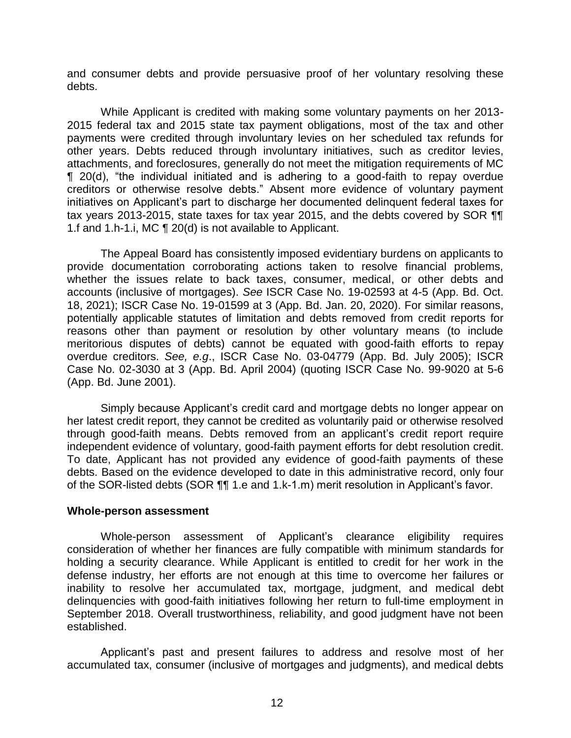and consumer debts and provide persuasive proof of her voluntary resolving these debts.

While Applicant is credited with making some voluntary payments on her 2013-2015 federal tax and 2015 state tax payment obligations, most of the tax and other payments were credited through involuntary levies on her scheduled tax refunds for other years. Debts reduced through involuntary initiatives, such as creditor levies, attachments, and foreclosures, generally do not meet the mitigation requirements of MC ¶ 20(d), "the individual initiated and is adhering to a good-faith to repay overdue creditors or otherwise resolve debts." Absent more evidence of voluntary payment initiatives on Applicant's part to discharge her documented delinquent federal taxes for tax years 2013-2015, state taxes for tax year 2015, and the debts covered by SOR ¶¶ 1.f and 1.h-1.i, MC ¶ 20(d) is not available to Applicant.

The Appeal Board has consistently imposed evidentiary burdens on applicants to provide documentation corroborating actions taken to resolve financial problems, whether the issues relate to back taxes, consumer, medical, or other debts and accounts (inclusive of mortgages). *See* ISCR Case No. 19-02593 at 4-5 (App. Bd. Oct. 18, 2021); ISCR Case No. 19-01599 at 3 (App. Bd. Jan. 20, 2020). For similar reasons, potentially applicable statutes of limitation and debts removed from credit reports for reasons other than payment or resolution by other voluntary means (to include meritorious disputes of debts) cannot be equated with good-faith efforts to repay overdue creditors. *See, e.g.*, ISCR Case No. 03-04779 (App. Bd. July 2005); ISCR Case No. 02-3030 at 3 (App. Bd. April 2004) (quoting ISCR Case No. 99-9020 at 5-6 (App. Bd. June 2001).

Simply because Applicant's credit card and mortgage debts no longer appear on her latest credit report, they cannot be credited as voluntarily paid or otherwise resolved through good-faith means. Debts removed from an applicant's credit report require independent evidence of voluntary, good-faith payment efforts for debt resolution credit. To date, Applicant has not provided any evidence of good-faith payments of these debts. Based on the evidence developed to date in this administrative record, only four of the SOR-listed debts (SOR ¶¶ 1.e and 1.k-1.m) merit resolution in Applicant's favor.

**Whole-person assessment**

Whole-person assessment of Applicant's clearance eligibility requires consideration of whether her finances are fully compatible with minimum standards for holding a security clearance. While Applicant is entitled to credit for her work in the defense industry, her efforts are not enough at this time to overcome her failures or inability to resolve her accumulated tax, mortgage, judgment, and medical debt delinquencies with good-faith initiatives following her return to full-time employment in September 2018. Overall trustworthiness, reliability, and good judgment have not been established.

Applicant's past and present failures to address and resolve most of her accumulated tax, consumer (inclusive of mortgages and judgments), and medical debts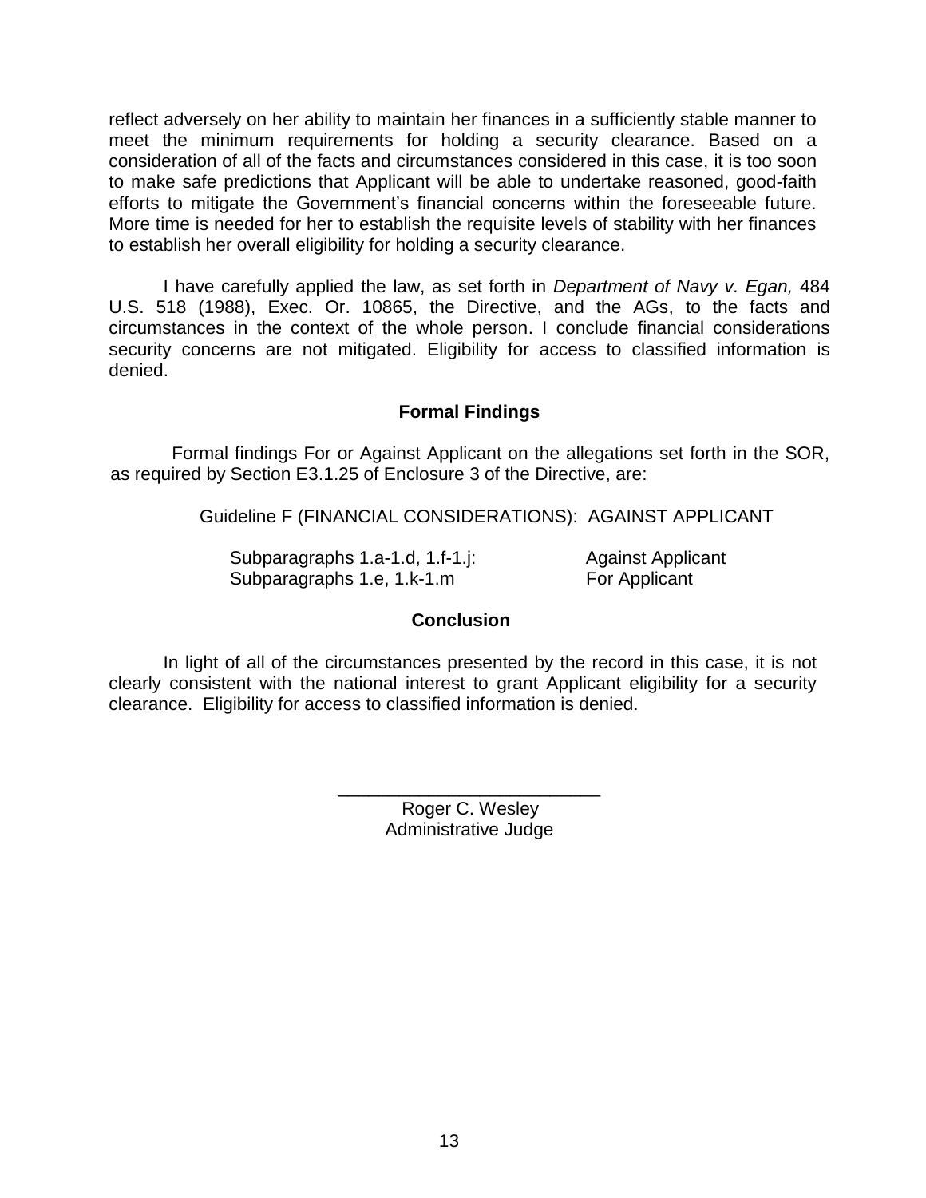reflect adversely on her ability to maintain her finances in a sufficiently stable manner to meet the minimum requirements for holding a security clearance. Based on a consideration of all of the facts and circumstances considered in this case, it is too soon to make safe predictions that Applicant will be able to undertake reasoned, good-faith efforts to mitigate the Government's financial concerns within the foreseeable future. More time is needed for her to establish the requisite levels of stability with her finances to establish her overall eligibility for holding a security clearance.

I have carefully applied the law, as set forth in *Department of Navy v. Egan,* 484 U.S. 518 (1988), Exec. Or. 10865, the Directive, and the AGs, to the facts and circumstances in the context of the whole person. I conclude financial considerations security concerns are not mitigated. Eligibility for access to classified information is denied.

## Formal Findings

Formal findings For or Against Applicant on the allegations set forth in the SOR, as required by Section E3.1.25 of Enclosure 3 of the Directive, are:

Guideline F (FINANCIAL CONSIDERATIONS): AGAINST APPLICANT

| | |
|---|---|
| Subparagraphs 1.a-1.d, 1.f-1.j: | Against Applicant |
| Subparagraphs 1.e, 1.k-1.m | For Applicant |

## Conclusion

In light of all of the circumstances presented by the record in this case, it is not clearly consistent with the national interest to grant Applicant eligibility for a security clearance. Eligibility for access to classified information is denied.

\_\_\_\_\_\_\_\_\_\_\_\_\_\_\_\_\_\_\_\_\_\_\_\_\_\_

Roger C. Wesley
Administrative Judge